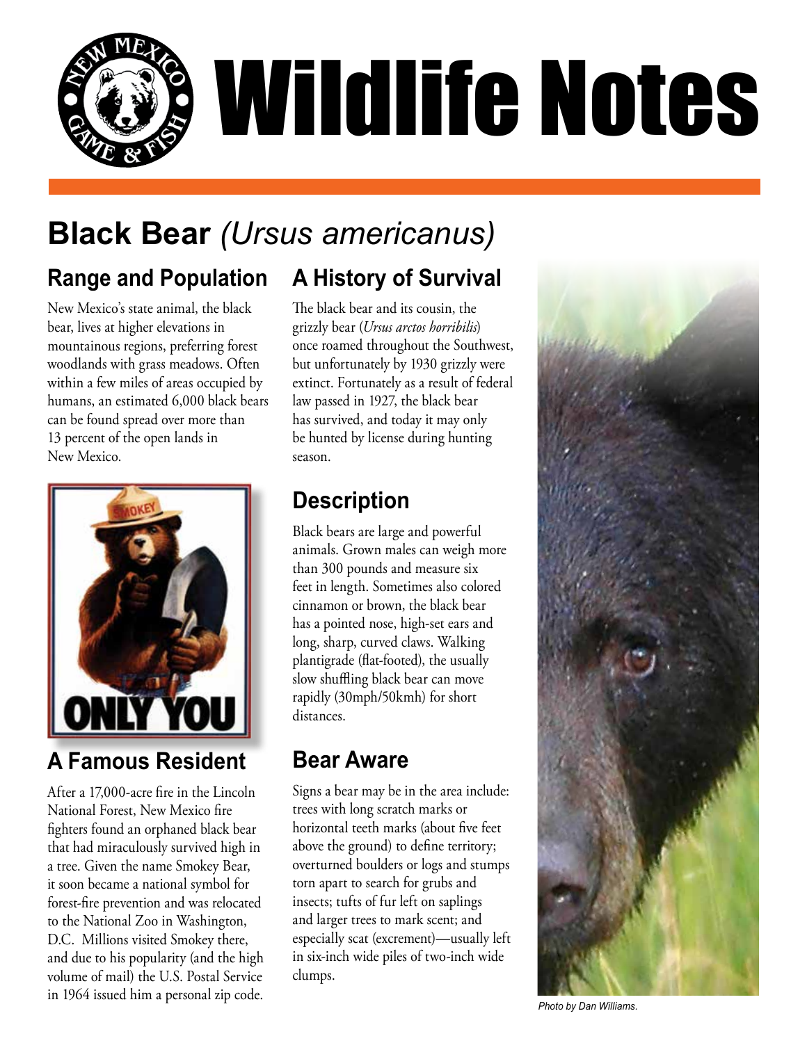# Wildlife Notes

## Black Bear *(Ursus americanus)*

### Range and Population

New Mexico's state animal, the black bear, lives at higher elevations in mountainous regions, preferring forest woodlands with grass meadows. Often within a few miles of areas occupied by humans, an estimated 6,000 black bears can be found spread over more than 13 percent of the open lands in New Mexico.

### A Famous Resident

After a 17,000-acre fire in the Lincoln National Forest, New Mexico fire fighters found an orphaned black bear that had miraculously survived high in a tree. Given the name Smokey Bear, it soon became a national symbol for forest-fire prevention and was relocated to the National Zoo in Washington, D.C. Millions visited Smokey there, and due to his popularity (and the high volume of mail) the U.S. Postal Service in 1964 issued him a personal zip code.

### A History of Survival

The black bear and its cousin, the grizzly bear (*Ursus arctos horribilis*) once roamed throughout the Southwest, but unfortunately by 1930 grizzly were extinct. Fortunately as a result of federal law passed in 1927, the black bear has survived, and today it may only be hunted by license during hunting season.

### Description

Black bears are large and powerful animals. Grown males can weigh more than 300 pounds and measure six feet in length. Sometimes also colored cinnamon or brown, the black bear has a pointed nose, high-set ears and long, sharp, curved claws. Walking plantigrade (flat-footed), the usually slow shuffling black bear can move rapidly (30mph/50kmh) for short distances.

### Bear Aware

Signs a bear may be in the area include: trees with long scratch marks or horizontal teeth marks (about five feet above the ground) to define territory; overturned boulders or logs and stumps torn apart to search for grubs and insects; tufts of fur left on saplings and larger trees to mark scent; and especially scat (excrement)—usually left in six-inch wide piles of two-inch wide clumps.

*Photo by Dan Williams.*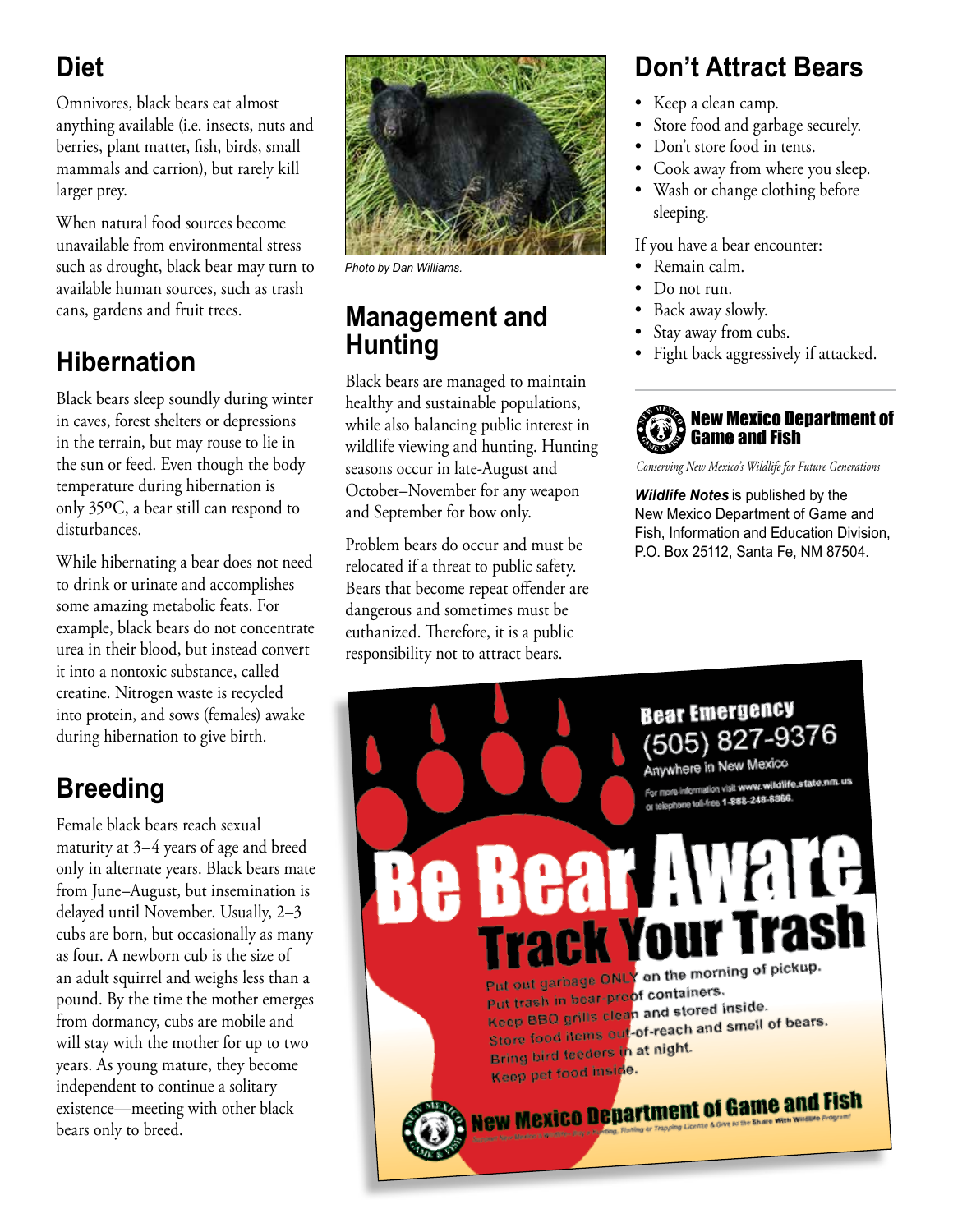## Diet

Omnivores, black bears eat almost anything available (i.e. insects, nuts and berries, plant matter, fish, birds, small mammals and carrion), but rarely kill larger prey.

When natural food sources become unavailable from environmental stress such as drought, black bear may turn to available human sources, such as trash cans, gardens and fruit trees.

## Hibernation

Black bears sleep soundly during winter in caves, forest shelters or depressions in the terrain, but may rouse to lie in the sun or feed. Even though the body temperature during hibernation is only 35ºC, a bear still can respond to disturbances.

While hibernating a bear does not need to drink or urinate and accomplishes some amazing metabolic feats. For example, black bears do not concentrate urea in their blood, but instead convert it into a nontoxic substance, called creatine. Nitrogen waste is recycled into protein, and sows (females) awake during hibernation to give birth.

## Breeding

Female black bears reach sexual maturity at 3–4 years of age and breed only in alternate years. Black bears mate from June–August, but insemination is delayed until November. Usually, 2–3 cubs are born, but occasionally as many as four. A newborn cub is the size of an adult squirrel and weighs less than a pound. By the time the mother emerges from dormancy, cubs are mobile and will stay with the mother for up to two years. As young mature, they become independent to continue a solitary existence—meeting with other black bears only to breed.

*Photo by Dan Williams.*

## Management and Hunting

Black bears are managed to maintain healthy and sustainable populations, while also balancing public interest in wildlife viewing and hunting. Hunting seasons occur in late-August and October–November for any weapon and September for bow only.

Problem bears do occur and must be relocated if a threat to public safety. Bears that become repeat offender are dangerous and sometimes must be euthanized. Therefore, it is a public responsibility not to attract bears.

## Don't Attract Bears

- Keep a clean camp.
- Store food and garbage securely.
- Don't store food in tents.
- Cook away from where you sleep.
- Wash or change clothing before sleeping.

If you have a bear encounter:

- Remain calm.
- Do not run.
- Back away slowly.
- Stay away from cubs.
- Fight back aggressively if attacked.

**New Mexico Department of Game and Fish**

*Conserving New Mexico's Wildlife for Future Generations*

***Wildlife Notes*** is published by the New Mexico Department of Game and Fish, Information and Education Division, P.O. Box 25112, Santa Fe, NM 87504.

**Bear Emergency (505) 827-9376**
Anywhere in New Mexico
For more information visit www.wildlife.state.nm.us or telephone toll-free 1-888-248-6866.

# Be Bear Aware
## Track Your Trash

Put out garbage ONLY on the morning of pickup.
Put trash in bear proof containers.
Keep BBQ grills clean and stored inside.
Store food items out-of-reach and smell of bears.
Bring bird feeders in at night.
Keep pet food inside.

**New Mexico Department of Game and Fish**